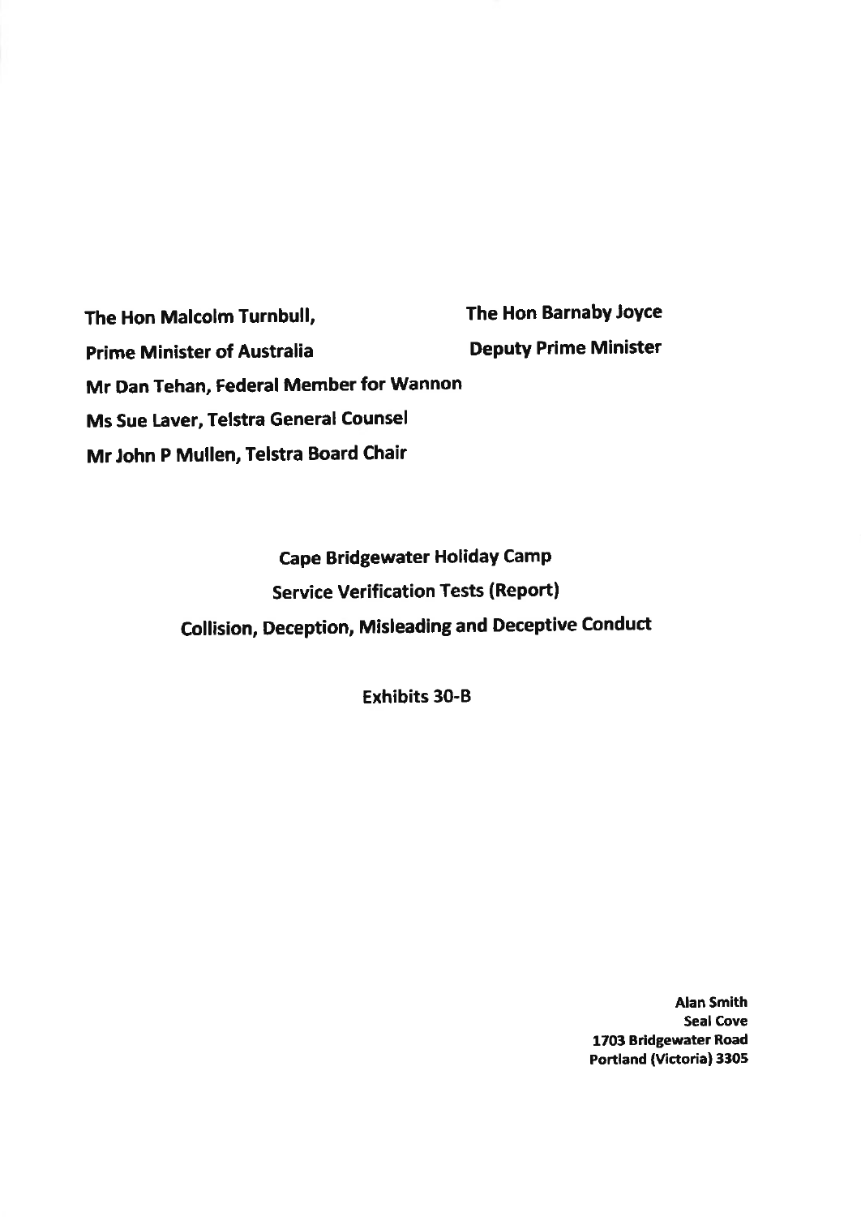**The Hon Malcolm Turnbull,**
**Prime Minister of Australia**

**The Hon Barnaby Joyce**
**Deputy Prime Minister**

**Mr Dan Tehan, Federal Member for Wannon**

**Ms Sue Laver, Telstra General Counsel**

**Mr John P Mullen, Telstra Board Chair**

**Cape Bridgewater Holiday Camp**

**Service Verification Tests (Report)**

**Collision, Deception, Misleading and Deceptive Conduct**

**Exhibits 30-B**

**Alan Smith**
**Seal Cove**
**1703 Bridgewater Road**
**Portland (Victoria) 3305**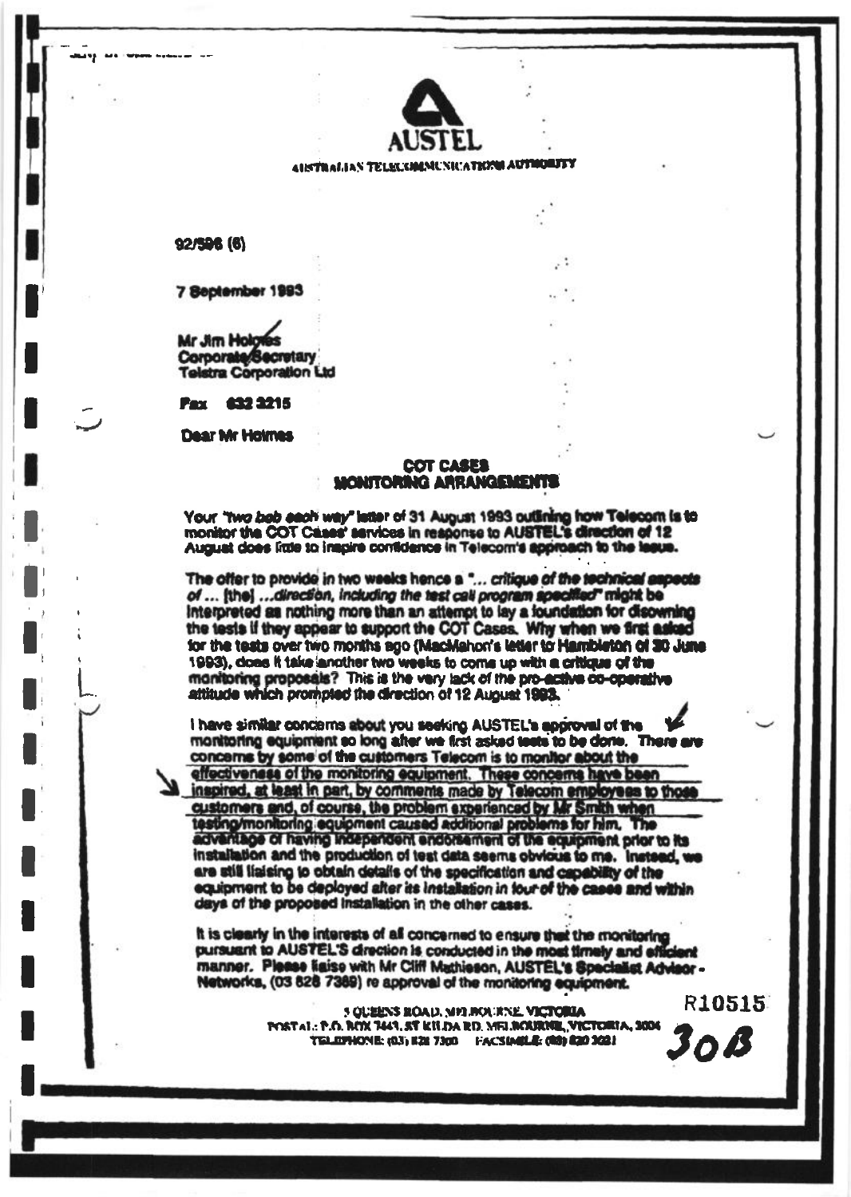**AUSTEL**

AUSTRALIAN TELECOMMUNICATIONS AUTHORITY

92/596 (6)

7 September 1993

Mr Jim Holmes
Corporate Secretary
Telstra Corporation Ltd

Fax 632 3215

Dear Mr Holmes

## COT CASES MONITORING ARRANGEMENTS

Your *"two bob each way"* letter of 31 August 1993 outlining how Telecom is to monitor the COT Cases' services in response to AUSTEL's direction of 12 August does little to inspire confidence in Telecom's approach to the issue.

The offer to provide in two weeks hence a *"... critique of the technical aspects of ... [the] ...direction, including the test call program specified"* might be interpreted as nothing more than an attempt to lay a foundation for disowning the tests if they appear to support the COT Cases. Why when we first asked for the tests over two months ago (MacMahon's letter to Hambleton of 30 June 1993), does it take another two weeks to come up with a critique of the monitoring proposals? This is the very lack of the pro-active co-operative attitude which prompted the direction of 12 August 1993.

I have similar concerns about you seeking AUSTEL's approval of the monitoring equipment so long after we first asked tests to be done. There are concerns by some of the customers Telecom is to monitor about the effectiveness of the monitoring equipment. These concerns have been inspired, at least in part, by comments made by Telecom employees to those customers and, of course, the problem experienced by Mr Smith when testing/monitoring equipment caused additional problems for him. The advantage of having independent endorsement of the equipment prior to its installation and the production of test data seems obvious to me. Instead, we are still liaising to obtain details of the specification and capability of the equipment to be deployed after its installation in four of the cases and within days of the proposed installation in the other cases.

It is clearly in the interests of all concerned to ensure that the monitoring pursuant to AUSTEL'S direction is conducted in the most timely and efficient manner. Please liaise with Mr Cliff Mathieson, AUSTEL's Specialist Advisor - Networks, (03 828 7389) re approval of the monitoring equipment.

5 QUEENS ROAD, MELBOURNE, VICTORIA
POSTAL: P.O. BOX 7443, ST KILDA RD, MELBOURNE, VICTORIA, 3004
TELEPHONE: (03) 828 7300 FACSIMILE: (03) 820 3021

R10515

30B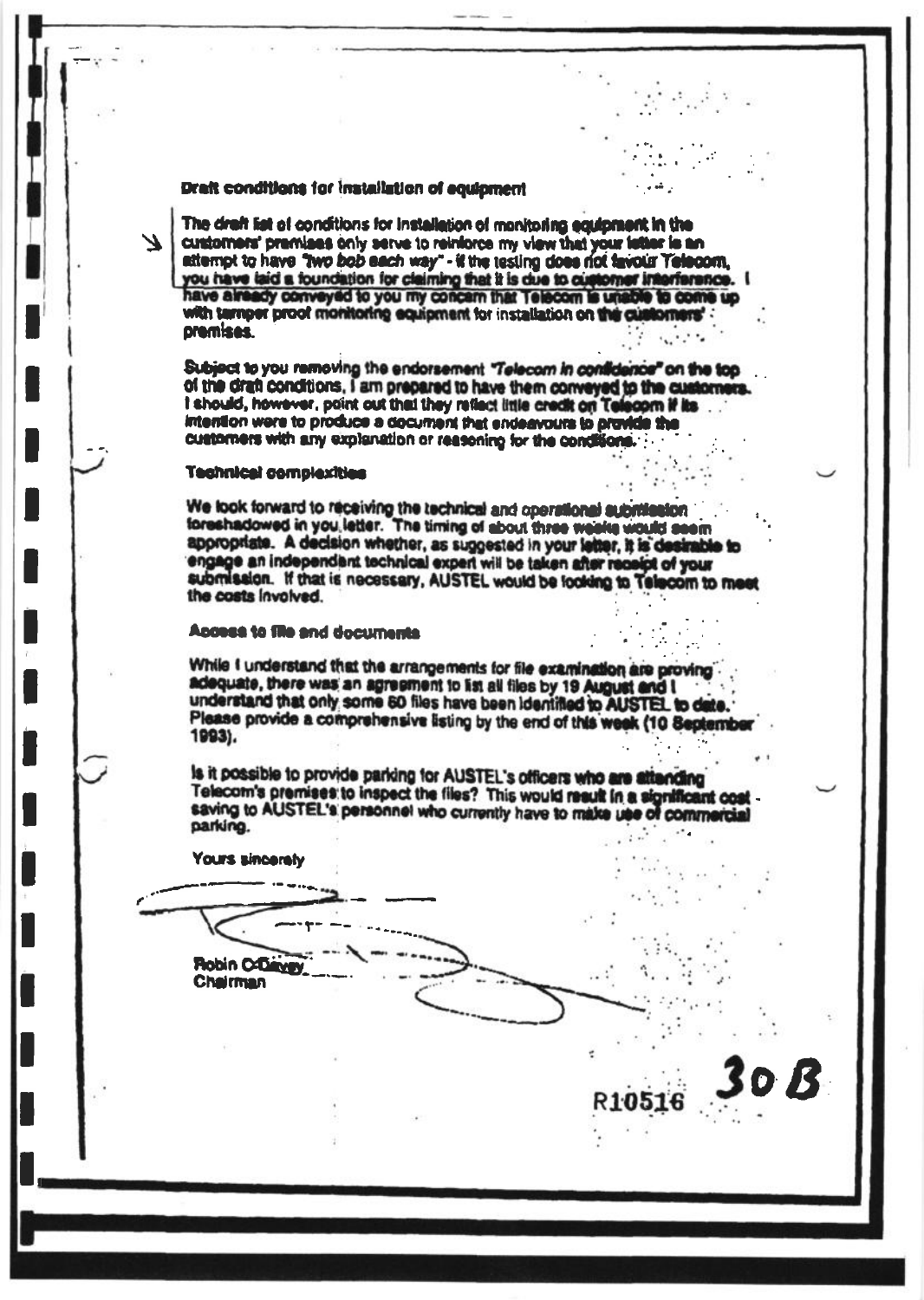### Draft conditions for installation of equipment

The draft list of conditions for installation of monitoring equipment in the customers' premises only serve to reinforce my view that your letter is an attempt to have *"two bob each way"* - if the testing does not favour Telecom, you have laid a foundation for claiming that it is due to customer interference. I have already conveyed to you my concern that Telecom is unable to come up with tamper proof monitoring equipment for installation on the customers' premises.

Subject to you removing the endorsement *"Telecom in confidence"* on the top of the draft conditions, I am prepared to have them conveyed to the customers. I should, however, point out that they reflect little credit on Telecom if its intention were to produce a document that endeavours to provide the customers with any explanation or reasoning for the conditions.

### Technical complexities

We look forward to receiving the technical and operational submission foreshadowed in you letter. The timing of about three weeks would seem appropriate. A decision whether, as suggested in your letter, it is desirable to engage an independant technical expert will be taken after receipt of your submission. If that is necessary, AUSTEL would be looking to Telecom to meet the costs involved.

### Access to file and documents

While I understand that the arrangements for file examination are proving adequate, there was an agreement to list all files by 19 August and I understand that only some 60 files have been identified to AUSTEL to date. Please provide a comprehensive listing by the end of this week (10 September 1993).

Is it possible to provide parking for AUSTEL's officers who are attending Telecom's premises to inspect the files? This would result in a significant cost saving to AUSTEL's personnel who currently have to make use of commercial parking.

Yours sincerely

Robin C Davey
Chairman

R10516

30 B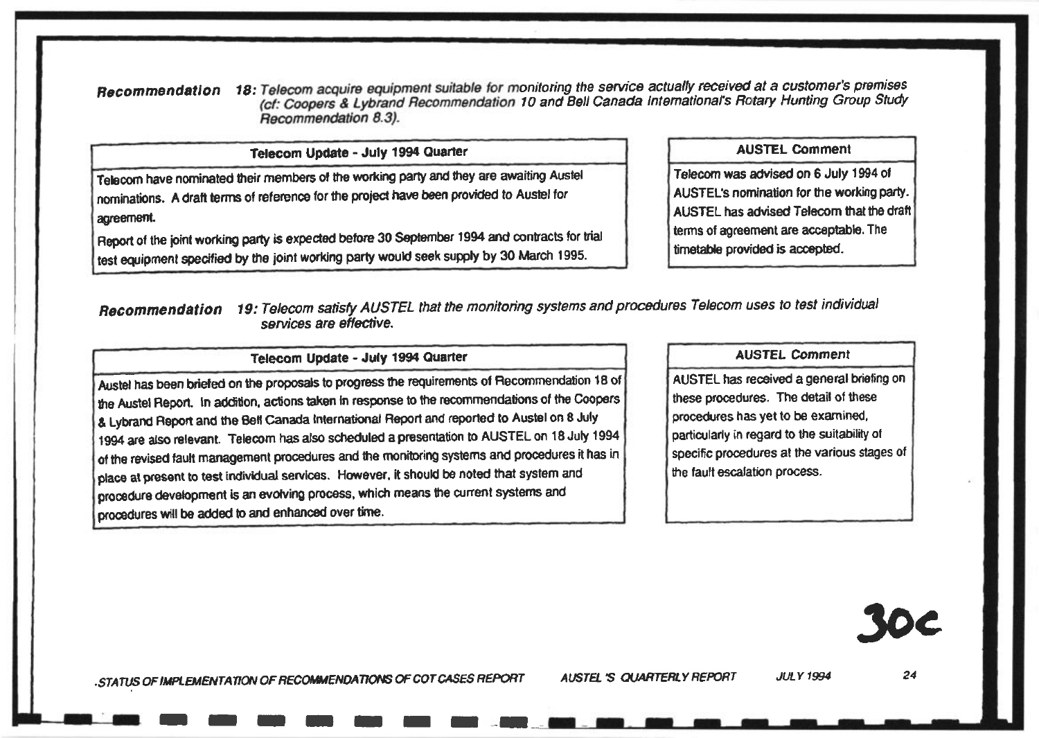**Recommendation 18:** *Telecom acquire equipment suitable for monitoring the service actually received at a customer's premises (cf: Coopers & Lybrand Recommendation 10 and Bell Canada International's Rotary Hunting Group Study Recommendation 8.3).*

| Telecom Update - July 1994 Quarter | AUSTEL Comment |
| --- | --- |
| Telecom have nominated their members of the working party and they are awaiting Austel nominations. A draft terms of reference for the project have been provided to Austel for agreement. Report of the joint working party is expected before 30 September 1994 and contracts for trial test equipment specified by the joint working party would seek supply by 30 March 1995. | Telecom was advised on 6 July 1994 of AUSTEL's nomination for the working party. AUSTEL has advised Telecom that the draft terms of agreement are acceptable. The timetable provided is accepted. |

**Recommendation 19:** *Telecom satisfy AUSTEL that the monitoring systems and procedures Telecom uses to test individual services are effective.*

| Telecom Update - July 1994 Quarter | AUSTEL Comment |
| --- | --- |
| Austel has been briefed on the proposals to progress the requirements of Recommendation 18 of the Austel Report. In addition, actions taken in response to the recommendations of the Coopers & Lybrand Report and the Bell Canada International Report and reported to Austel on 8 July 1994 are also relevant. Telecom has also scheduled a presentation to AUSTEL on 18 July 1994 of the revised fault management procedures and the monitoring systems and procedures it has in place at present to test individual services. However, it should be noted that system and procedure development is an evolving process, which means the current systems and procedures will be added to and enhanced over time. | AUSTEL has received a general briefing on these procedures. The detail of these procedures has yet to be examined, particularly in regard to the suitability of specific procedures at the various stages of the fault escalation process. |

30c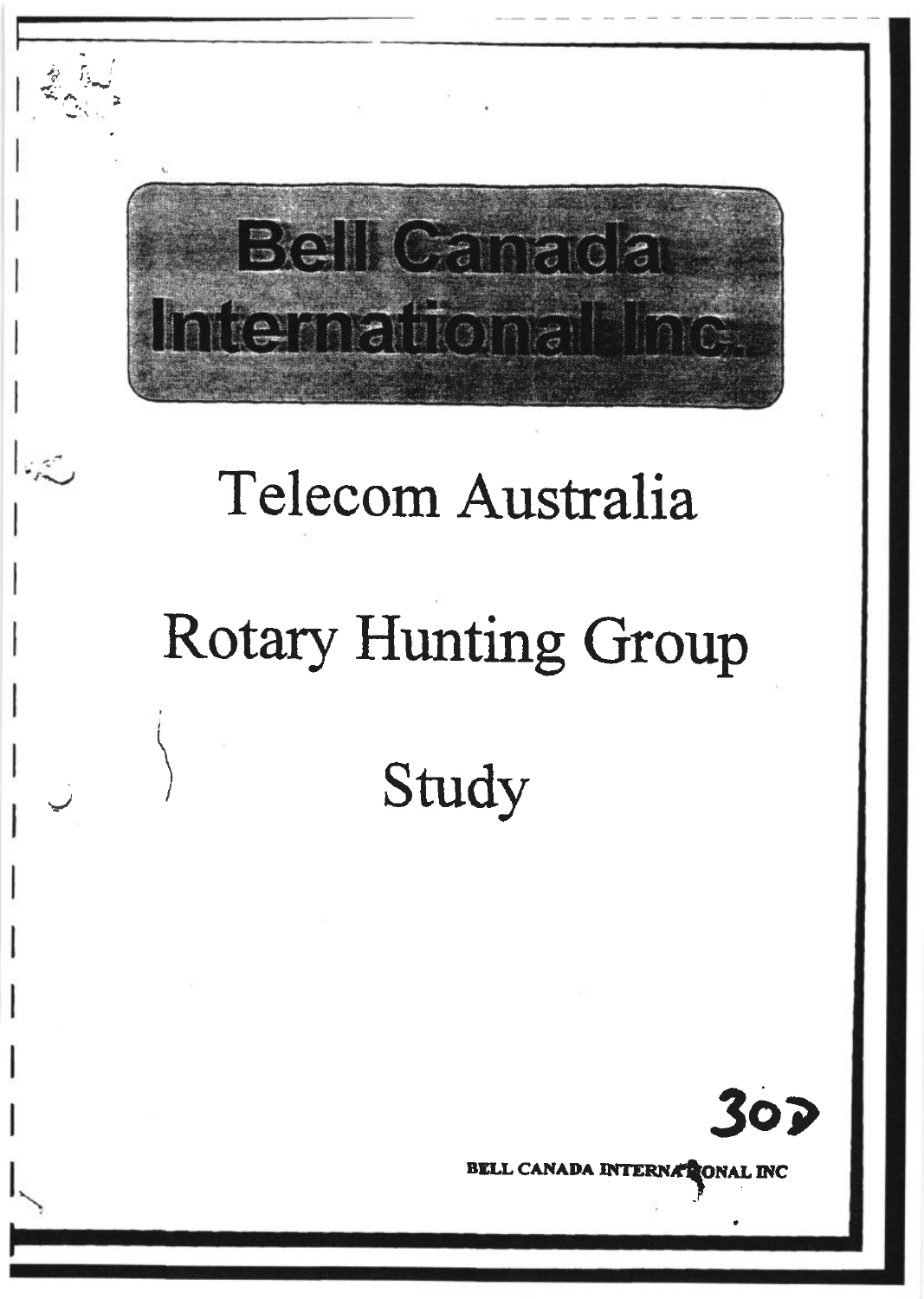# Bell Canada International Inc.

# Telecom Australia

# Rotary Hunting Group

# Study

30?

BELL CANADA INTERNATIONAL INC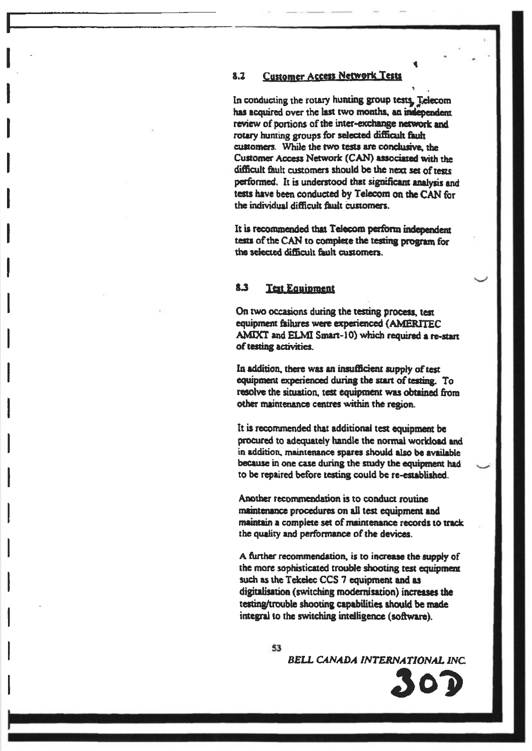## 8.2 Customer Access Network Tests

In conducting the rotary hunting group tests, Telecom has acquired over the last two months, an independent review of portions of the inter-exchange network and rotary hunting groups for selected difficult fault customers. While the two tests are conclusive, the Customer Access Network (CAN) associated with the difficult fault customers should be the next set of tests performed. It is understood that significant analysis and tests have been conducted by Telecom on the CAN for the individual difficult fault customers.

It is recommended that Telecom perform independent tests of the CAN to complete the testing program for the selected difficult fault customers.

## 8.3 Test Equipment

On two occasions during the testing process, test equipment failures were experienced (AMERITEC AMIXT and ELMI Smart-10) which required a re-start of testing activities.

In addition, there was an insufficient supply of test equipment experienced during the start of testing. To resolve the situation, test equipment was obtained from other maintenance centres within the region.

It is recommended that additional test equipment be procured to adequately handle the normal workload and in addition, maintenance spares should also be available because in one case during the study the equipment had to be repaired before testing could be re-established.

Another recommendation is to conduct routine maintenance procedures on all test equipment and maintain a complete set of maintenance records to track the quality and performance of the devices.

A further recommendation, is to increase the supply of the more sophisticated trouble shooting test equipment such as the Tekelec CCS 7 equipment and as digitalisation (switching modernisation) increases the testing/trouble shooting capabilities should be made integral to the switching intelligence (software).

*BELL CANADA INTERNATIONAL INC.*

30D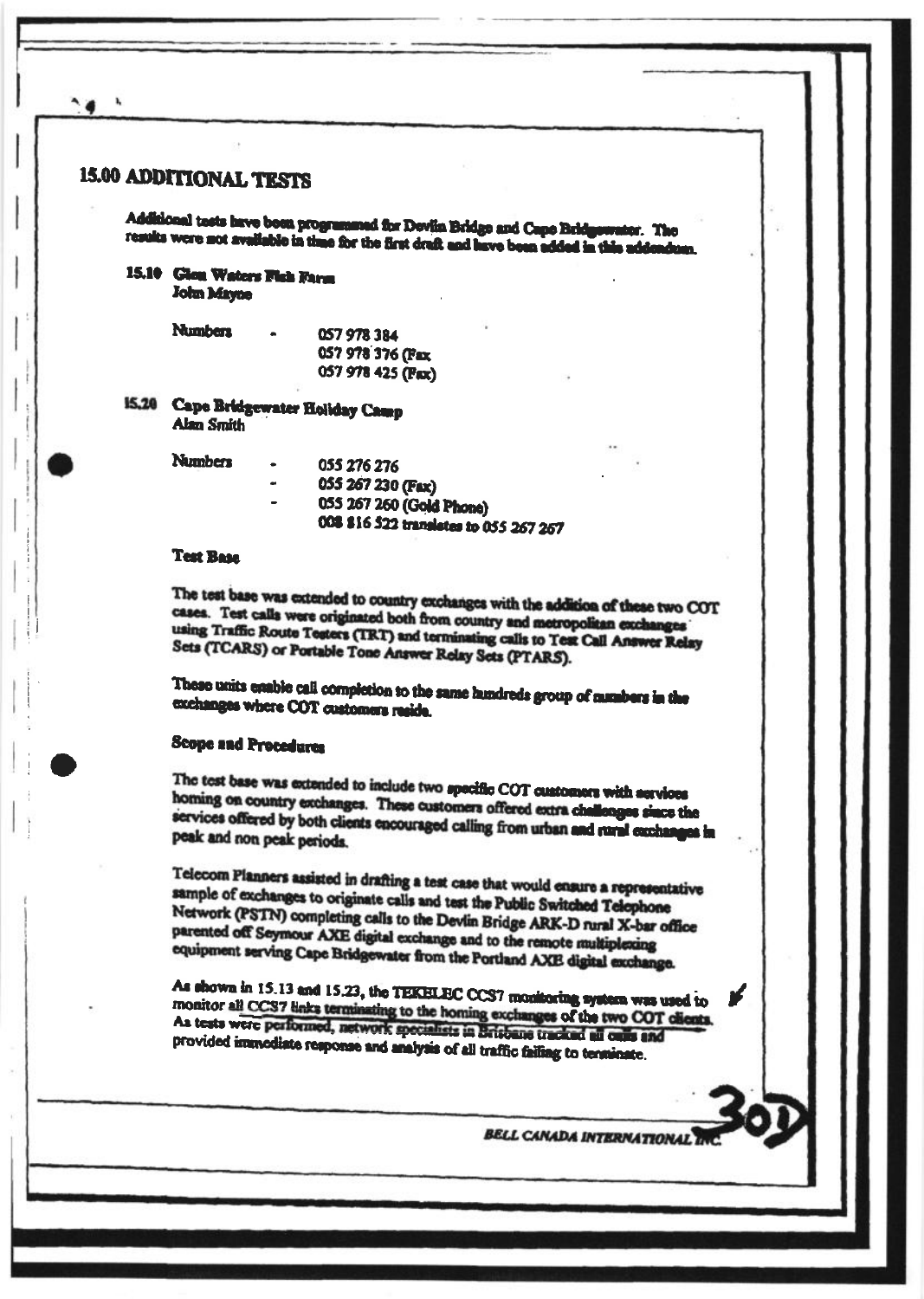## 15.00 ADDITIONAL TESTS

Additional tests have been programmed for Devlin Bridge and Cape Bridgewater. The results were not available in time for the first draft and have been added in this addendum.

### 15.10 Glen Waters Fish Farm
John Mayne

Numbers - 057 978 384
057 978 376 (Fax
057 978 425 (Fax)

### 15.20 Cape Bridgewater Holiday Camp
Alan Smith

Numbers - 055 276 276
- 055 267 230 (Fax)
- 055 267 260 (Gold Phone)
008 816 522 translates to 055 267 267

**Test Base**

The test base was extended to country exchanges with the addition of these two COT cases. Test calls were originated both from country and metropolitan exchanges using Traffic Route Testers (TRT) and terminating calls to Test Call Answer Relay Sets (TCARS) or Portable Tone Answer Relay Sets (PTARS).

These units enable call completion to the same hundreds group of numbers in the exchanges where COT customers reside.

**Scope and Procedures**

The test base was extended to include two specific COT customers with services homing on country exchanges. These customers offered extra challenges since the services offered by both clients encouraged calling from urban and rural exchanges in peak and non peak periods.

Telecom Planners assisted in drafting a test case that would ensure a representative sample of exchanges to originate calls and test the Public Switched Telephone Network (PSTN) completing calls to the Devlin Bridge ARK-D rural X-bar office parented off Seymour AXE digital exchange and to the remote multiplexing equipment serving Cape Bridgewater from the Portland AXE digital exchange.

As shown in 15.13 and 15.23, the TEKELEC CCS7 monitoring system was used to monitor all CCS7 links terminating to the homing exchanges of the two COT clients. As tests were performed, network specialists in Brisbane tracked all calls and provided immediate response and analysis of all traffic failing to terminate.

BELL CANADA INTERNATIONAL INC.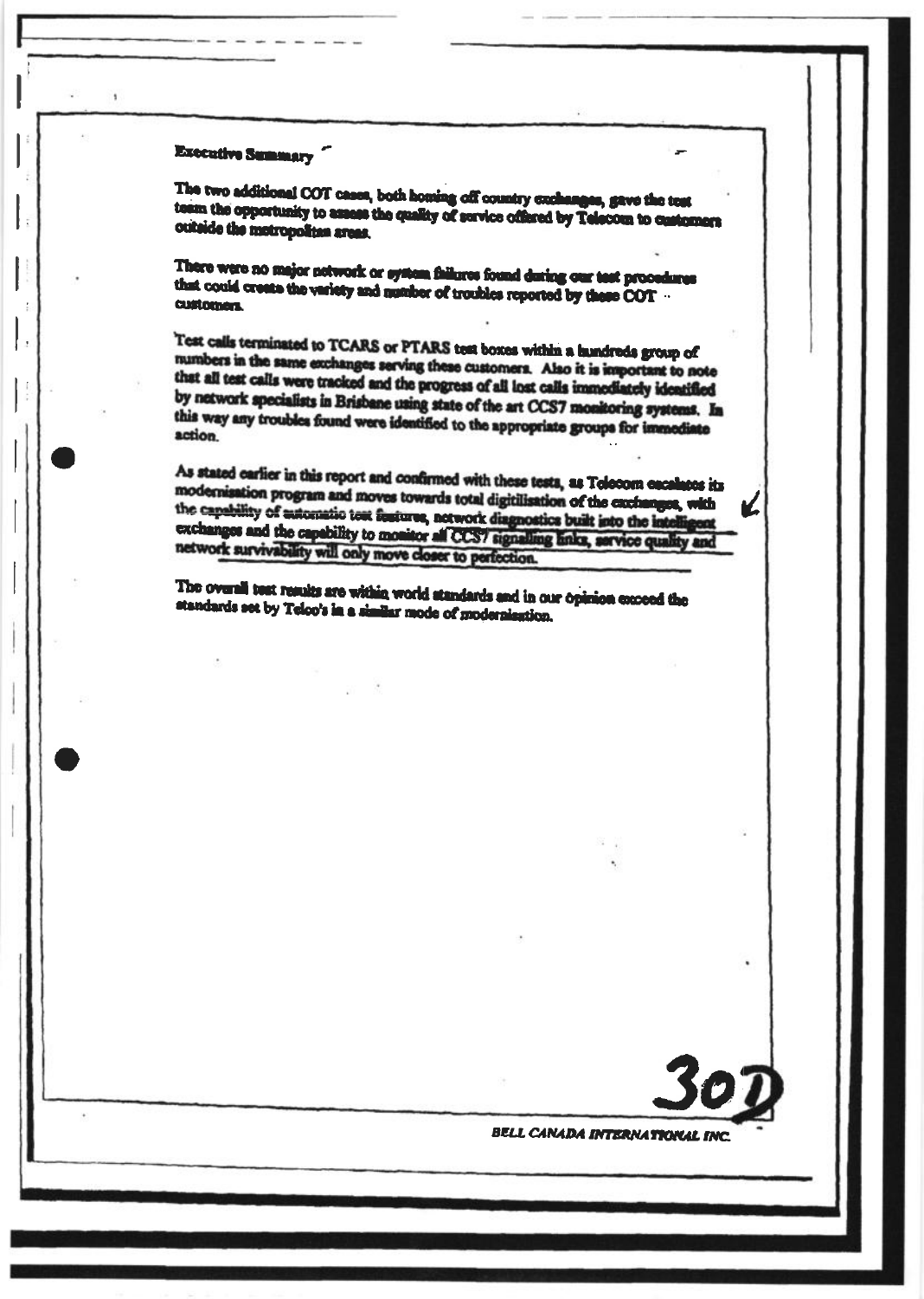**Executive Summary**

The two additional COT cases, both homing off country exchanges, gave the test team the opportunity to assess the quality of service offered by Telecom to customers outside the metropolitan areas.

There were no major network or system failures found during our test procedures that could create the variety and number of troubles reported by these COT customers.

Test calls terminated to TCARS or PTARS test boxes within a hundreds group of numbers in the same exchanges serving these customers. Also it is important to note that all test calls were tracked and the progress of all lost calls immediately identified by network specialists in Brisbane using state of the art CCS7 monitoring systems. In this way any troubles found were identified to the appropriate groups for immediate action.

As stated earlier in this report and confirmed with these tests, as Telecom escalates its modernisation program and moves towards total digitilisation of the exchanges, with the capability of automatic test features, network diagnostics built into the intelligent exchanges and the capability to monitor all CCS7 signaling links, service quality and network survivability will only move closer to perfection.

The overall test results are within world standards and in our opinion exceed the standards set by Telco's in a similar mode of modernisation.

30D

*BELL CANADA INTERNATIONAL INC.*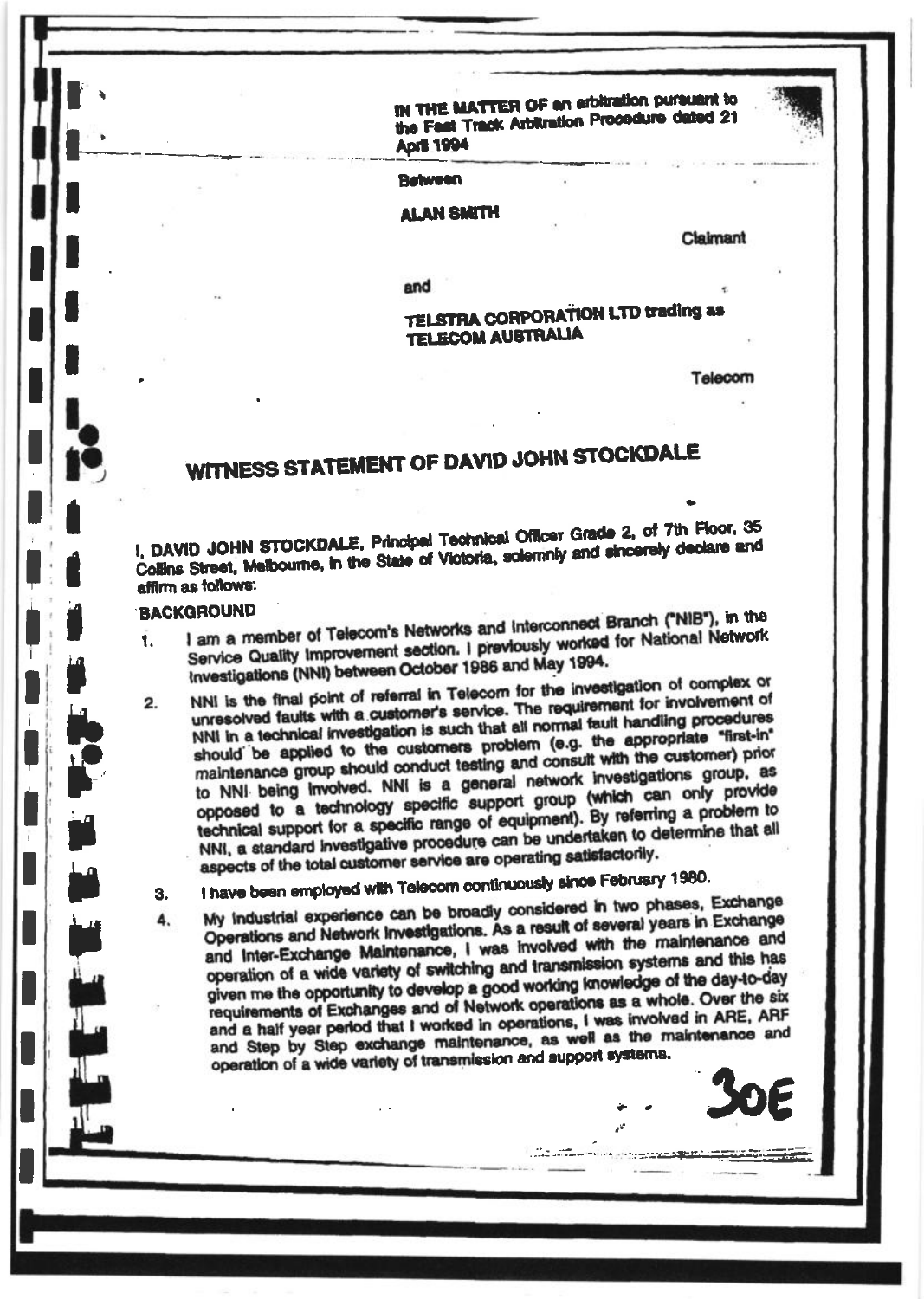IN THE MATTER OF an arbitration pursuant to the Fast Track Arbitration Procedure dated 21 April 1994

Between

ALAN SMITH

Claimant

and

TELSTRA CORPORATION LTD trading as TELECOM AUSTRALIA

Telecom

# WITNESS STATEMENT OF DAVID JOHN STOCKDALE

I, DAVID JOHN STOCKDALE, Principal Technical Officer Grade 2, of 7th Floor, 35 Collins Street, Melbourne, in the State of Victoria, solemnly and sincerely declare and affirm as follows:

## BACKGROUND

1. I am a member of Telecom's Networks and Interconnect Branch ("NIB"), in the Service Quality Improvement section. I previously worked for National Network Investigations (NNI) between October 1986 and May 1994.

2. NNI is the final point of referral in Telecom for the investigation of complex or unresolved faults with a customer's service. The requirement for involvement of NNI in a technical investigation is such that all normal fault handling procedures should be applied to the customers problem (e.g. the appropriate "first-in" maintenance group should conduct testing and consult with the customer) prior to NNI being involved. NNI is a general network investigations group, as opposed to a technology specific support group (which can only provide technical support for a specific range of equipment). By referring a problem to NNI, a standard investigative procedure can be undertaken to determine that all aspects of the total customer service are operating satisfactorily.

3. I have been employed with Telecom continuously since February 1980.

4. My industrial experience can be broadly considered in two phases, Exchange Operations and Network Investigations. As a result of several years in Exchange and Inter-Exchange Maintenance, I was involved with the maintenance and operation of a wide variety of switching and transmission systems and this has given me the opportunity to develop a good working knowledge of the day-to-day requirements of Exchanges and of Network operations as a whole. Over the six and a half year period that I worked in operations, I was involved in ARE, ARF and Step by Step exchange maintenance, as well as the maintenance and operation of a wide variety of transmission and support systems.

30E